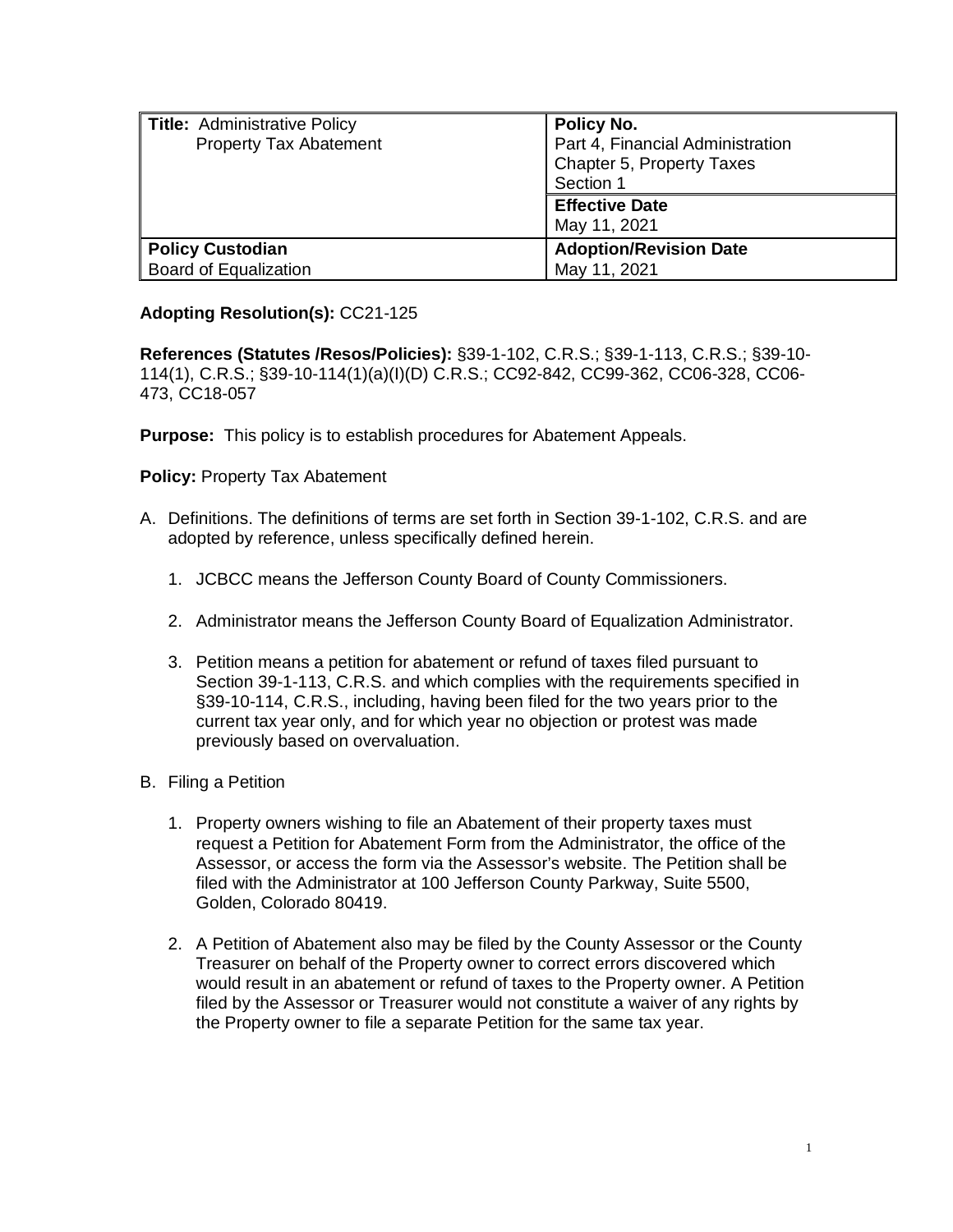| **Title:** Administrative Policy<br>Property Tax Abatement | **Policy No.**<br>Part 4, Financial Administration<br>Chapter 5, Property Taxes<br>Section 1 |
|---|---|
| | **Effective Date**<br>May 11, 2021 |
| **Policy Custodian**<br>Board of Equalization | **Adoption/Revision Date**<br>May 11, 2021 |

**Adopting Resolution(s):** CC21-125

**References (Statutes /Resos/Policies):** §39-1-102, C.R.S.; §39-1-113, C.R.S.; §39-10-114(1), C.R.S.; §39-10-114(1)(a)(I)(D) C.R.S.; CC92-842, CC99-362, CC06-328, CC06-473, CC18-057

**Purpose:** This policy is to establish procedures for Abatement Appeals.

**Policy:** Property Tax Abatement

A. Definitions. The definitions of terms are set forth in Section 39-1-102, C.R.S. and are adopted by reference, unless specifically defined herein.

   1. JCBCC means the Jefferson County Board of County Commissioners.

   2. Administrator means the Jefferson County Board of Equalization Administrator.

   3. Petition means a petition for abatement or refund of taxes filed pursuant to Section 39-1-113, C.R.S. and which complies with the requirements specified in §39-10-114, C.R.S., including, having been filed for the two years prior to the current tax year only, and for which year no objection or protest was made previously based on overvaluation.

B. Filing a Petition

   1. Property owners wishing to file an Abatement of their property taxes must request a Petition for Abatement Form from the Administrator, the office of the Assessor, or access the form via the Assessor's website. The Petition shall be filed with the Administrator at 100 Jefferson County Parkway, Suite 5500, Golden, Colorado 80419.

   2. A Petition of Abatement also may be filed by the County Assessor or the County Treasurer on behalf of the Property owner to correct errors discovered which would result in an abatement or refund of taxes to the Property owner. A Petition filed by the Assessor or Treasurer would not constitute a waiver of any rights by the Property owner to file a separate Petition for the same tax year.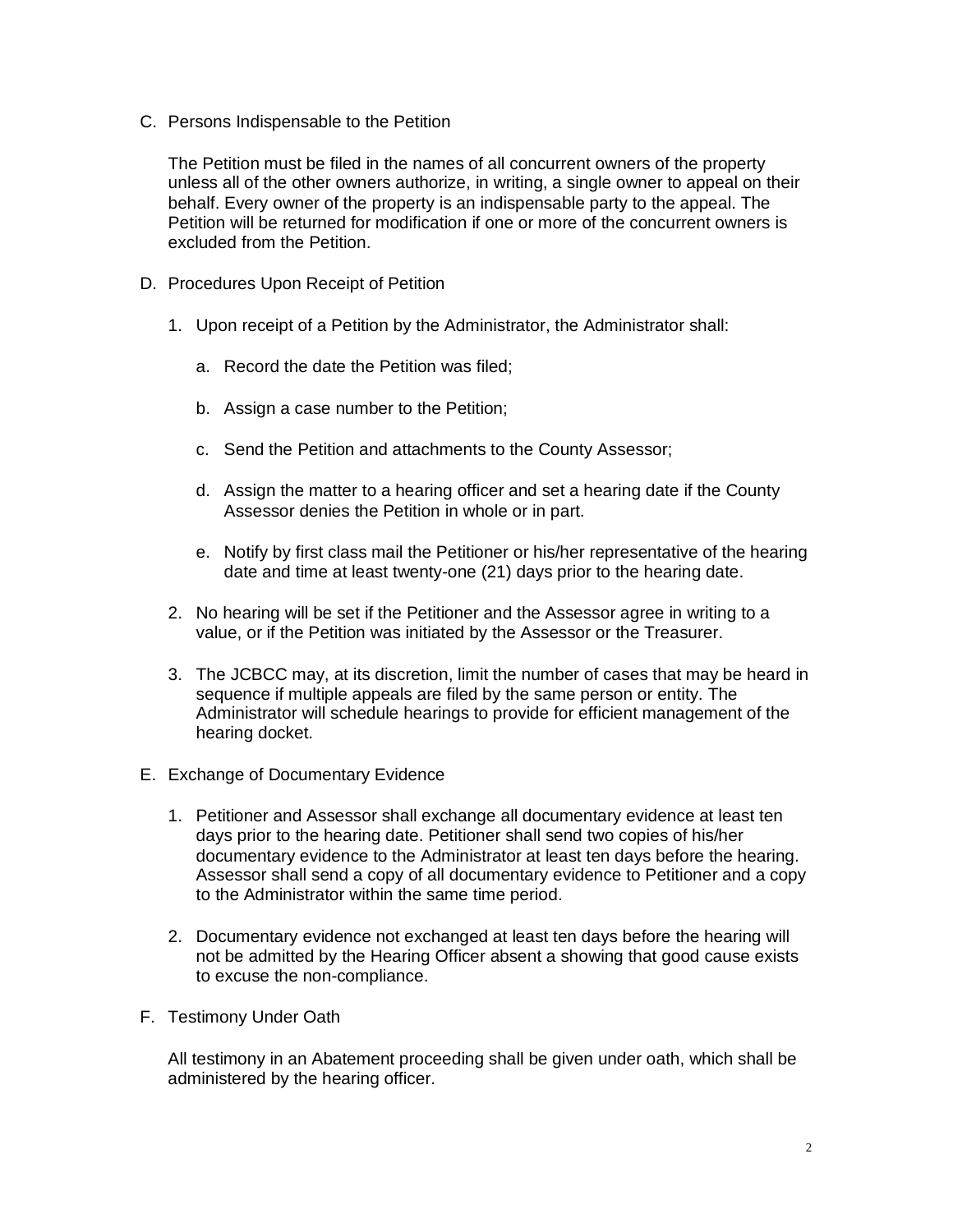C. Persons Indispensable to the Petition

   The Petition must be filed in the names of all concurrent owners of the property unless all of the other owners authorize, in writing, a single owner to appeal on their behalf. Every owner of the property is an indispensable party to the appeal. The Petition will be returned for modification if one or more of the concurrent owners is excluded from the Petition.

D. Procedures Upon Receipt of Petition

   1. Upon receipt of a Petition by the Administrator, the Administrator shall:

      a. Record the date the Petition was filed;

      b. Assign a case number to the Petition;

      c. Send the Petition and attachments to the County Assessor;

      d. Assign the matter to a hearing officer and set a hearing date if the County Assessor denies the Petition in whole or in part.

      e. Notify by first class mail the Petitioner or his/her representative of the hearing date and time at least twenty-one (21) days prior to the hearing date.

   2. No hearing will be set if the Petitioner and the Assessor agree in writing to a value, or if the Petition was initiated by the Assessor or the Treasurer.

   3. The JCBCC may, at its discretion, limit the number of cases that may be heard in sequence if multiple appeals are filed by the same person or entity. The Administrator will schedule hearings to provide for efficient management of the hearing docket.

E. Exchange of Documentary Evidence

   1. Petitioner and Assessor shall exchange all documentary evidence at least ten days prior to the hearing date. Petitioner shall send two copies of his/her documentary evidence to the Administrator at least ten days before the hearing. Assessor shall send a copy of all documentary evidence to Petitioner and a copy to the Administrator within the same time period.

   2. Documentary evidence not exchanged at least ten days before the hearing will not be admitted by the Hearing Officer absent a showing that good cause exists to excuse the non-compliance.

F. Testimony Under Oath

   All testimony in an Abatement proceeding shall be given under oath, which shall be administered by the hearing officer.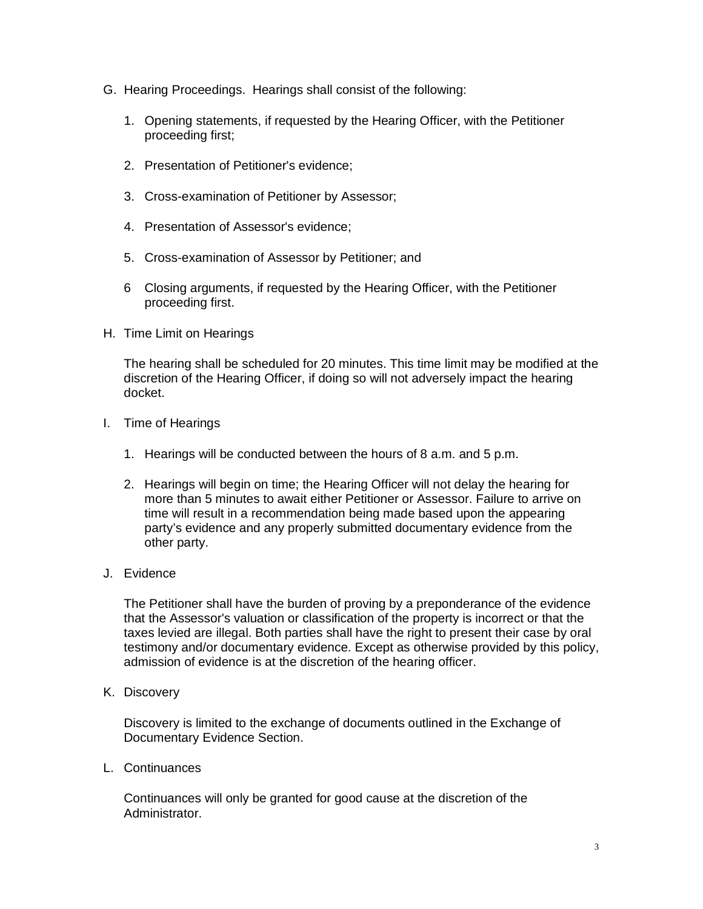G. Hearing Proceedings. Hearings shall consist of the following:

1. Opening statements, if requested by the Hearing Officer, with the Petitioner proceeding first;

2. Presentation of Petitioner's evidence;

3. Cross-examination of Petitioner by Assessor;

4. Presentation of Assessor's evidence;

5. Cross-examination of Assessor by Petitioner; and

6 Closing arguments, if requested by the Hearing Officer, with the Petitioner proceeding first.

H. Time Limit on Hearings

The hearing shall be scheduled for 20 minutes. This time limit may be modified at the discretion of the Hearing Officer, if doing so will not adversely impact the hearing docket.

I. Time of Hearings

1. Hearings will be conducted between the hours of 8 a.m. and 5 p.m.

2. Hearings will begin on time; the Hearing Officer will not delay the hearing for more than 5 minutes to await either Petitioner or Assessor. Failure to arrive on time will result in a recommendation being made based upon the appearing party's evidence and any properly submitted documentary evidence from the other party.

J. Evidence

The Petitioner shall have the burden of proving by a preponderance of the evidence that the Assessor's valuation or classification of the property is incorrect or that the taxes levied are illegal. Both parties shall have the right to present their case by oral testimony and/or documentary evidence. Except as otherwise provided by this policy, admission of evidence is at the discretion of the hearing officer.

K. Discovery

Discovery is limited to the exchange of documents outlined in the Exchange of Documentary Evidence Section.

L. Continuances

Continuances will only be granted for good cause at the discretion of the Administrator.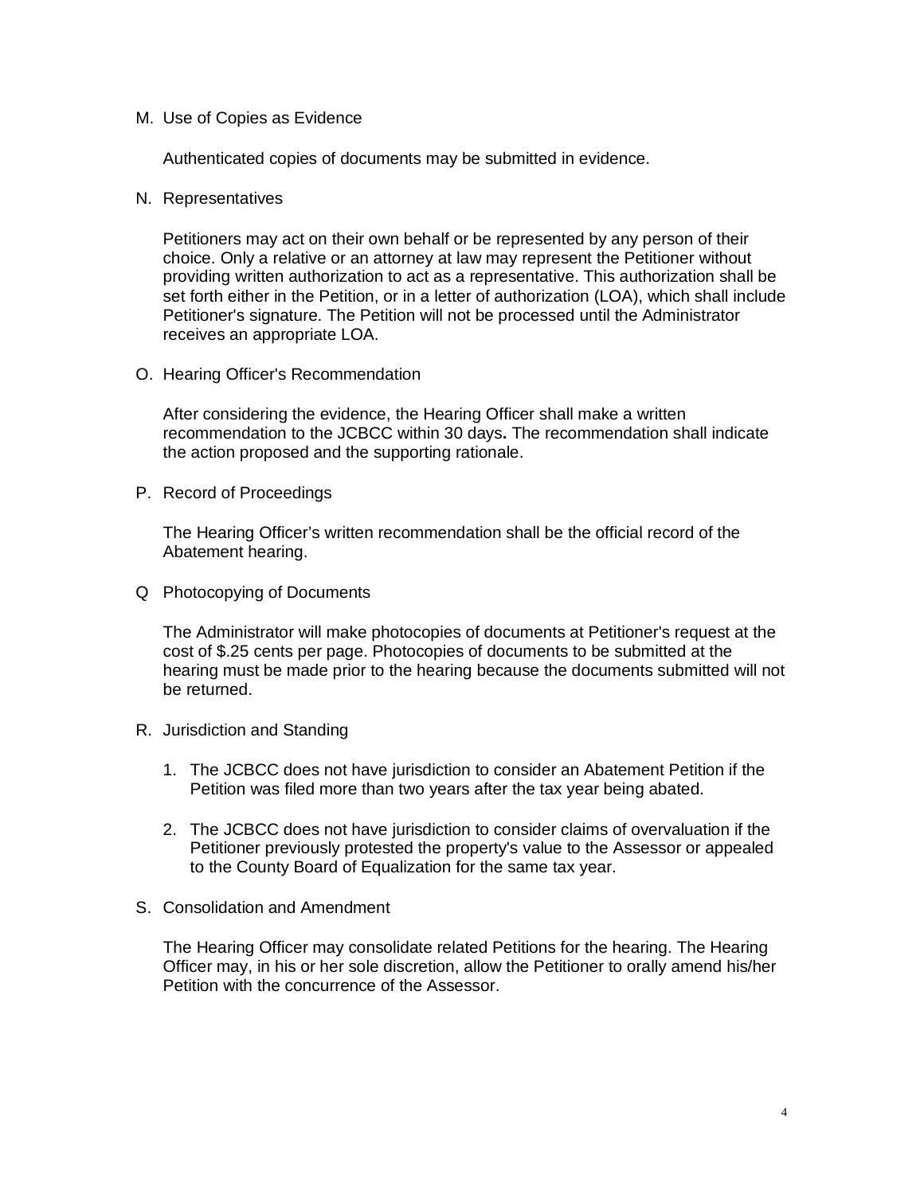M. Use of Copies as Evidence

Authenticated copies of documents may be submitted in evidence.

N. Representatives

Petitioners may act on their own behalf or be represented by any person of their choice. Only a relative or an attorney at law may represent the Petitioner without providing written authorization to act as a representative. This authorization shall be set forth either in the Petition, or in a letter of authorization (LOA), which shall include Petitioner's signature. The Petition will not be processed until the Administrator receives an appropriate LOA.

O. Hearing Officer's Recommendation

After considering the evidence, the Hearing Officer shall make a written recommendation to the JCBCC within 30 days**.** The recommendation shall indicate the action proposed and the supporting rationale.

P. Record of Proceedings

The Hearing Officer's written recommendation shall be the official record of the Abatement hearing.

Q Photocopying of Documents

The Administrator will make photocopies of documents at Petitioner's request at the cost of $.25 cents per page. Photocopies of documents to be submitted at the hearing must be made prior to the hearing because the documents submitted will not be returned.

R. Jurisdiction and Standing

1. The JCBCC does not have jurisdiction to consider an Abatement Petition if the Petition was filed more than two years after the tax year being abated.

2. The JCBCC does not have jurisdiction to consider claims of overvaluation if the Petitioner previously protested the property's value to the Assessor or appealed to the County Board of Equalization for the same tax year.

S. Consolidation and Amendment

The Hearing Officer may consolidate related Petitions for the hearing. The Hearing Officer may, in his or her sole discretion, allow the Petitioner to orally amend his/her Petition with the concurrence of the Assessor.